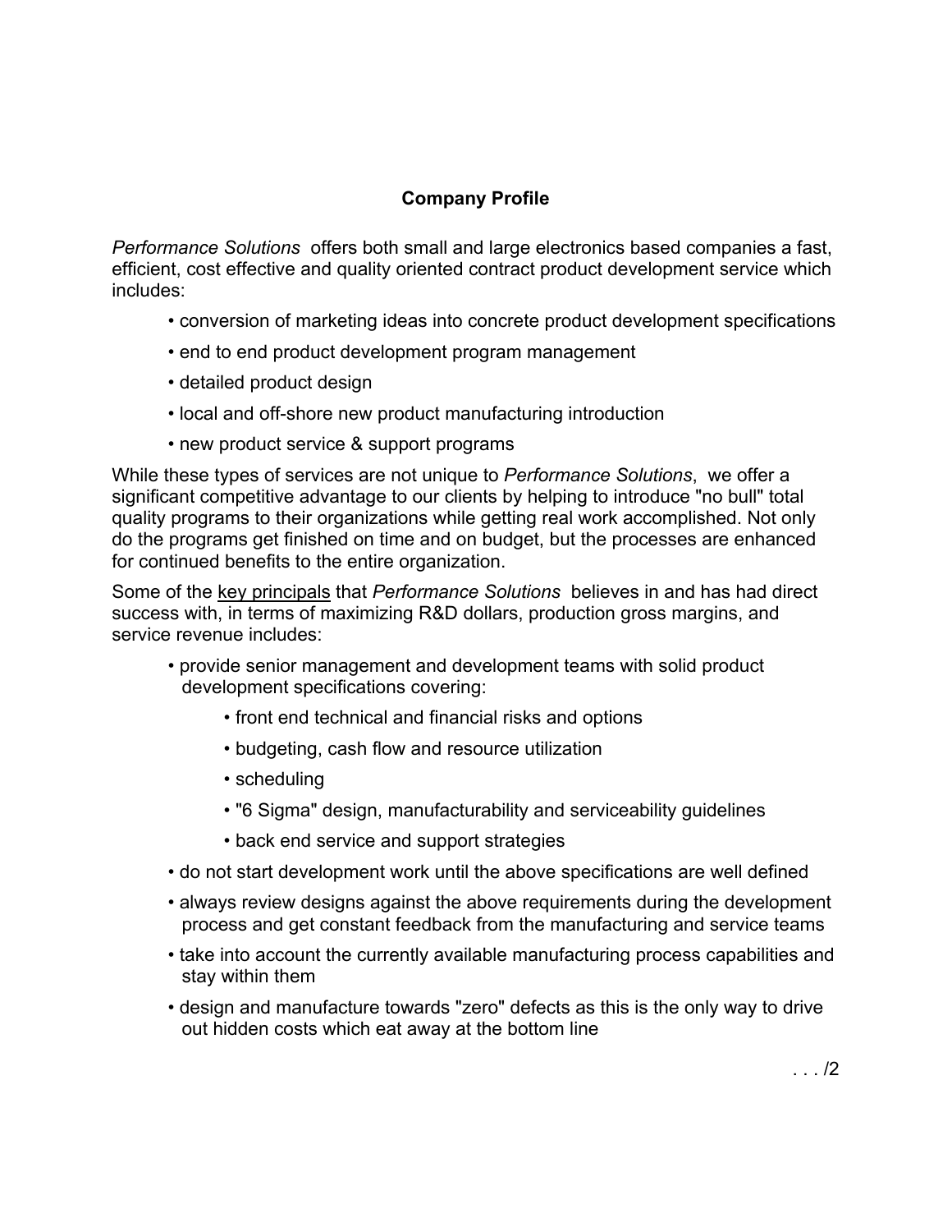## Company Profile

*Performance Solutions* offers both small and large electronics based companies a fast, efficient, cost effective and quality oriented contract product development service which includes:

- conversion of marketing ideas into concrete product development specifications
- end to end product development program management
- detailed product design
- local and off-shore new product manufacturing introduction
- new product service & support programs

While these types of services are not unique to *Performance Solutions*, we offer a significant competitive advantage to our clients by helping to introduce "no bull" total quality programs to their organizations while getting real work accomplished. Not only do the programs get finished on time and on budget, but the processes are enhanced for continued benefits to the entire organization.

Some of the <u>key principals</u> that *Performance Solutions* believes in and has had direct success with, in terms of maximizing R&D dollars, production gross margins, and service revenue includes:

- provide senior management and development teams with solid product development specifications covering:
  - front end technical and financial risks and options
  - budgeting, cash flow and resource utilization
  - scheduling
  - "6 Sigma" design, manufacturability and serviceability guidelines
  - back end service and support strategies
- do not start development work until the above specifications are well defined
- always review designs against the above requirements during the development process and get constant feedback from the manufacturing and service teams
- take into account the currently available manufacturing process capabilities and stay within them
- design and manufacture towards "zero" defects as this is the only way to drive out hidden costs which eat away at the bottom line

. . . /2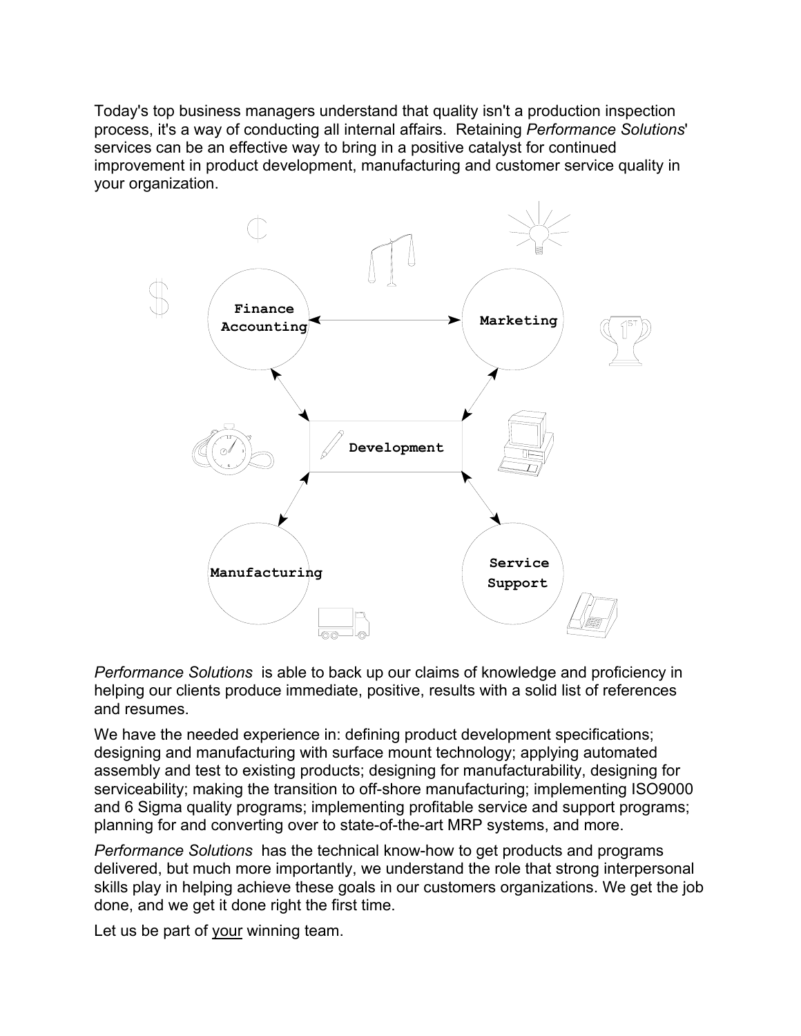Today's top business managers understand that quality isn't a production inspection process, it's a way of conducting all internal affairs. Retaining *Performance Solutions*' services can be an effective way to bring in a positive catalyst for continued improvement in product development, manufacturing and customer service quality in your organization.

Finance Accounting

Marketing

Development

Manufacturing

Service Support

*Performance Solutions* is able to back up our claims of knowledge and proficiency in helping our clients produce immediate, positive, results with a solid list of references and resumes.

We have the needed experience in: defining product development specifications; designing and manufacturing with surface mount technology; applying automated assembly and test to existing products; designing for manufacturability, designing for serviceability; making the transition to off-shore manufacturing; implementing ISO9000 and 6 Sigma quality programs; implementing profitable service and support programs; planning for and converting over to state-of-the-art MRP systems, and more.

*Performance Solutions* has the technical know-how to get products and programs delivered, but much more importantly, we understand the role that strong interpersonal skills play in helping achieve these goals in our customers organizations. We get the job done, and we get it done right the first time.

Let us be part of <u>your</u> winning team.